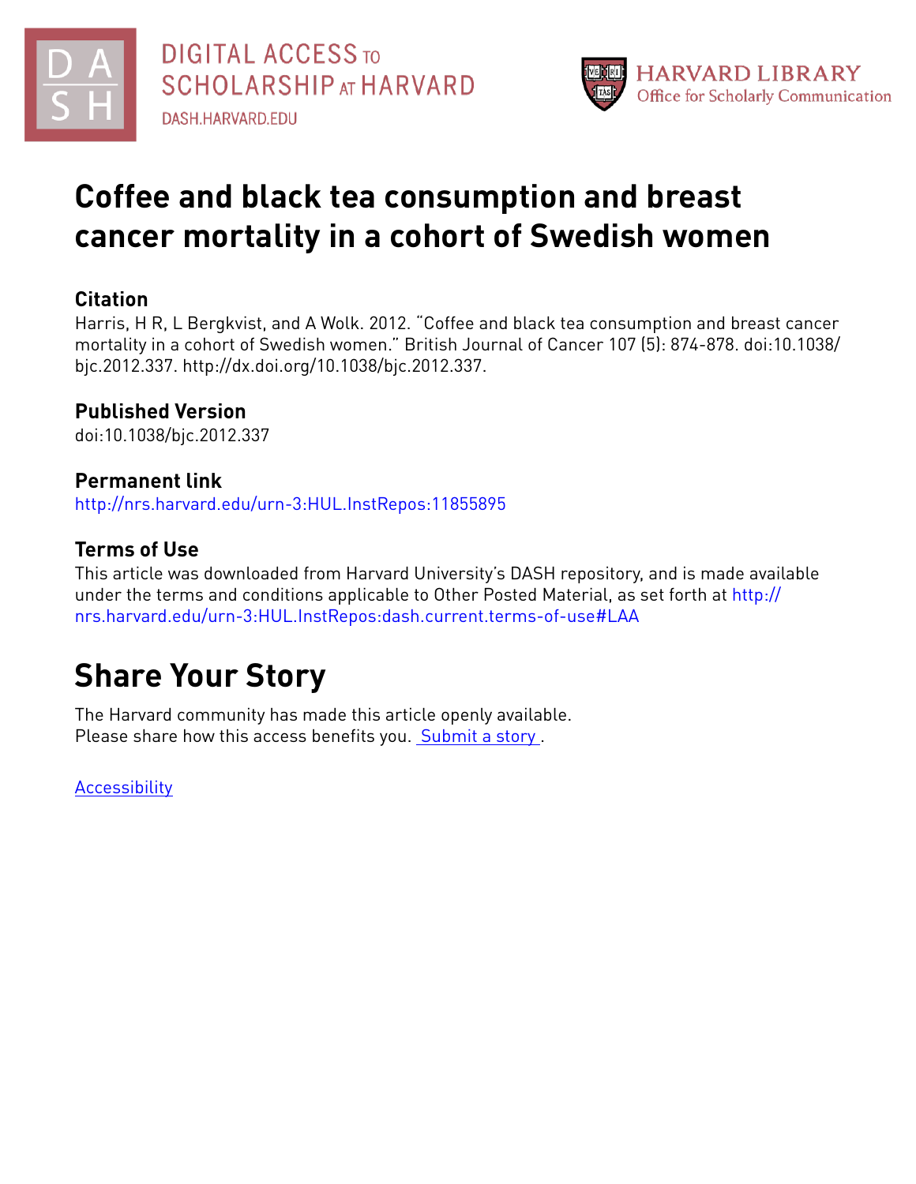# Coffee and black tea consumption and breast cancer mortality in a cohort of Swedish women

## Citation

Harris, H R, L Bergkvist, and A Wolk. 2012. "Coffee and black tea consumption and breast cancer mortality in a cohort of Swedish women." British Journal of Cancer 107 (5): 874-878. doi:10.1038/bjc.2012.337. http://dx.doi.org/10.1038/bjc.2012.337.

## Published Version

doi:10.1038/bjc.2012.337

## Permanent link

http://nrs.harvard.edu/urn-3:HUL.InstRepos:11855895

## Terms of Use

This article was downloaded from Harvard University's DASH repository, and is made available under the terms and conditions applicable to Other Posted Material, as set forth at http://nrs.harvard.edu/urn-3:HUL.InstRepos:dash.current.terms-of-use#LAA

# Share Your Story

The Harvard community has made this article openly available.
Please share how this access benefits you. Submit a story .

Accessibility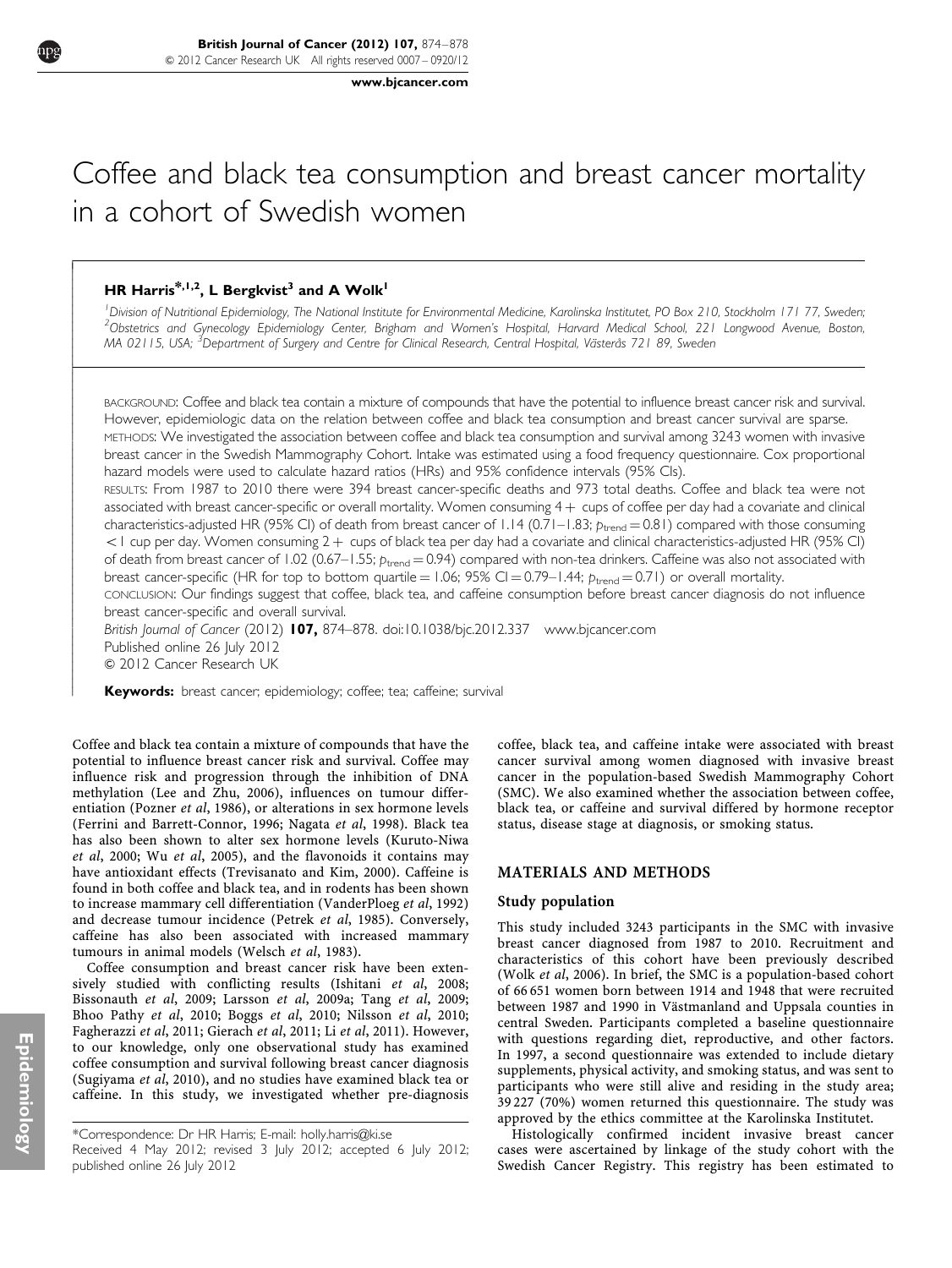# Coffee and black tea consumption and breast cancer mortality in a cohort of Swedish women

**HR Harris**\*[,1,2], **L Bergkvist**[3] and **A Wolk**[1]

[1]*Division of Nutritional Epidemiology, The National Institute for Environmental Medicine, Karolinska Institutet, PO Box 210, Stockholm 171 77, Sweden;* [2]*Obstetrics and Gynecology Epidemiology Center, Brigham and Women's Hospital, Harvard Medical School, 221 Longwood Avenue, Boston, MA 02115, USA;* [3]*Department of Surgery and Centre for Clinical Research, Central Hospital, Västerås 721 89, Sweden*

BACKGROUND: Coffee and black tea contain a mixture of compounds that have the potential to influence breast cancer risk and survival. However, epidemiologic data on the relation between coffee and black tea consumption and breast cancer survival are sparse.

METHODS: We investigated the association between coffee and black tea consumption and survival among 3243 women with invasive breast cancer in the Swedish Mammography Cohort. Intake was estimated using a food frequency questionnaire. Cox proportional hazard models were used to calculate hazard ratios (HRs) and 95% confidence intervals (95% CIs).

RESULTS: From 1987 to 2010 there were 394 breast cancer-specific deaths and 973 total deaths. Coffee and black tea were not associated with breast cancer-specific or overall mortality. Women consuming 4+ cups of coffee per day had a covariate and clinical characteristics-adjusted HR (95% CI) of death from breast cancer of 1.14 (0.71–1.83; $p_{\text{trend}} = 0.81$) compared with those consuming <1 cup per day. Women consuming 2+ cups of black tea per day had a covariate and clinical characteristics-adjusted HR (95% CI) of death from breast cancer of 1.02 (0.67–1.55; $p_{\text{trend}} = 0.94$) compared with non-tea drinkers. Caffeine was also not associated with breast cancer-specific (HR for top to bottom quartile = 1.06; 95% CI = 0.79–1.44; $p_{\text{trend}} = 0.71$) or overall mortality.

CONCLUSION: Our findings suggest that coffee, black tea, and caffeine consumption before breast cancer diagnosis do not influence breast cancer-specific and overall survival.

*British Journal of Cancer* (2012) **107,** 874–878. doi:10.1038/bjc.2012.337 www.bjcancer.com
Published online 26 July 2012
© 2012 Cancer Research UK

**Keywords:** breast cancer; epidemiology; coffee; tea; caffeine; survival

Coffee and black tea contain a mixture of compounds that have the potential to influence breast cancer risk and survival. Coffee may influence risk and progression through the inhibition of DNA methylation (Lee and Zhu, 2006), influences on tumour differentiation (Pozner *et al*, 1986), or alterations in sex hormone levels (Ferrini and Barrett-Connor, 1996; Nagata *et al*, 1998). Black tea has also been shown to alter sex hormone levels (Kuruto-Niwa *et al*, 2000; Wu *et al*, 2005), and the flavonoids it contains may have antioxidant effects (Trevisanato and Kim, 2000). Caffeine is found in both coffee and black tea, and in rodents has been shown to increase mammary cell differentiation (VanderPloeg *et al*, 1992) and decrease tumour incidence (Petrek *et al*, 1985). Conversely, caffeine has also been associated with increased mammary tumours in animal models (Welsch *et al*, 1983).

Coffee consumption and breast cancer risk have been extensively studied with conflicting results (Ishitani *et al*, 2008; Bissonauth *et al*, 2009; Larsson *et al*, 2009a; Tang *et al*, 2009; Bhoo Pathy *et al*, 2010; Boggs *et al*, 2010; Nilsson *et al*, 2010; Fagherazzi *et al*, 2011; Gierach *et al*, 2011; Li *et al*, 2011). However, to our knowledge, only one observational study has examined coffee consumption and survival following breast cancer diagnosis (Sugiyama *et al*, 2010), and no studies have examined black tea or caffeine. In this study, we investigated whether pre-diagnosis coffee, black tea, and caffeine intake were associated with breast cancer survival among women diagnosed with invasive breast cancer in the population-based Swedish Mammography Cohort (SMC). We also examined whether the association between coffee, black tea, or caffeine and survival differed by hormone receptor status, disease stage at diagnosis, or smoking status.

## MATERIALS AND METHODS

### Study population

This study included 3243 participants in the SMC with invasive breast cancer diagnosed from 1987 to 2010. Recruitment and characteristics of this cohort have been previously described (Wolk *et al*, 2006). In brief, the SMC is a population-based cohort of 66 651 women born between 1914 and 1948 that were recruited between 1987 and 1990 in Västmanland and Uppsala counties in central Sweden. Participants completed a baseline questionnaire with questions regarding diet, reproductive, and other factors. In 1997, a second questionnaire was extended to include dietary supplements, physical activity, and smoking status, and was sent to participants who were still alive and residing in the study area; 39 227 (70%) women returned this questionnaire. The study was approved by the ethics committee at the Karolinska Institutet.

Histologically confirmed incident invasive breast cancer cases were ascertained by linkage of the study cohort with the Swedish Cancer Registry. This registry has been estimated to

\*Correspondence: Dr HR Harris; E-mail: holly.harris@ki.se
Received 4 May 2012; revised 3 July 2012; accepted 6 July 2012; published online 26 July 2012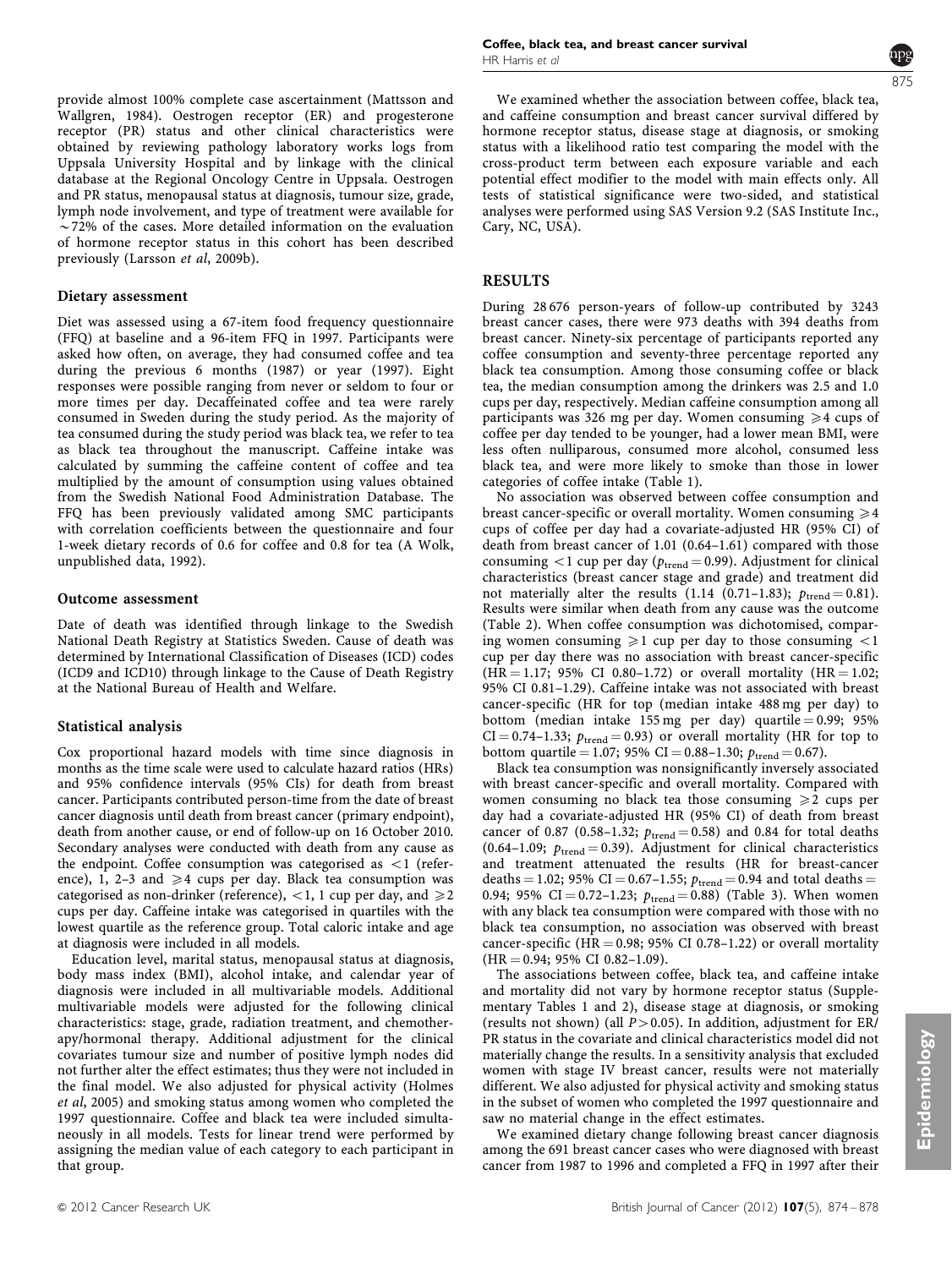provide almost 100% complete case ascertainment (Mattsson and Wallgren, 1984). Oestrogen receptor (ER) and progesterone receptor (PR) status and other clinical characteristics were obtained by reviewing pathology laboratory works logs from Uppsala University Hospital and by linkage with the clinical database at the Regional Oncology Centre in Uppsala. Oestrogen and PR status, menopausal status at diagnosis, tumour size, grade, lymph node involvement, and type of treatment were available for ~72% of the cases. More detailed information on the evaluation of hormone receptor status in this cohort has been described previously (Larsson *et al*, 2009b).

### Dietary assessment

Diet was assessed using a 67-item food frequency questionnaire (FFQ) at baseline and a 96-item FFQ in 1997. Participants were asked how often, on average, they had consumed coffee and tea during the previous 6 months (1987) or year (1997). Eight responses were possible ranging from never or seldom to four or more times per day. Decaffeinated coffee and tea were rarely consumed in Sweden during the study period. As the majority of tea consumed during the study period was black tea, we refer to tea as black tea throughout the manuscript. Caffeine intake was calculated by summing the caffeine content of coffee and tea multiplied by the amount of consumption using values obtained from the Swedish National Food Administration Database. The FFQ has been previously validated among SMC participants with correlation coefficients between the questionnaire and four 1-week dietary records of 0.6 for coffee and 0.8 for tea (A Wolk, unpublished data, 1992).

### Outcome assessment

Date of death was identified through linkage to the Swedish National Death Registry at Statistics Sweden. Cause of death was determined by International Classification of Diseases (ICD) codes (ICD9 and ICD10) through linkage to the Cause of Death Registry at the National Bureau of Health and Welfare.

### Statistical analysis

Cox proportional hazard models with time since diagnosis in months as the time scale were used to calculate hazard ratios (HRs) and 95% confidence intervals (95% CIs) for death from breast cancer. Participants contributed person-time from the date of breast cancer diagnosis until death from breast cancer (primary endpoint), death from another cause, or end of follow-up on 16 October 2010. Secondary analyses were conducted with death from any cause as the endpoint. Coffee consumption was categorised as <1 (reference), 1, 2–3 and ⩾4 cups per day. Black tea consumption was categorised as non-drinker (reference), <1, 1 cup per day, and ⩾2 cups per day. Caffeine intake was categorised in quartiles with the lowest quartile as the reference group. Total caloric intake and age at diagnosis were included in all models.

Education level, marital status, menopausal status at diagnosis, body mass index (BMI), alcohol intake, and calendar year of diagnosis were included in all multivariable models. Additional multivariable models were adjusted for the following clinical characteristics: stage, grade, radiation treatment, and chemotherapy/hormonal therapy. Additional adjustment for the clinical covariates tumour size and number of positive lymph nodes did not further alter the effect estimates; thus they were not included in the final model. We also adjusted for physical activity (Holmes *et al*, 2005) and smoking status among women who completed the 1997 questionnaire. Coffee and black tea were included simultaneously in all models. Tests for linear trend were performed by assigning the median value of each category to each participant in that group.

We examined whether the association between coffee, black tea, and caffeine consumption and breast cancer survival differed by hormone receptor status, disease stage at diagnosis, or smoking status with a likelihood ratio test comparing the model with the cross-product term between each exposure variable and each potential effect modifier to the model with main effects only. All tests of statistical significance were two-sided, and statistical analyses were performed using SAS Version 9.2 (SAS Institute Inc., Cary, NC, USA).

## RESULTS

During 28 676 person-years of follow-up contributed by 3243 breast cancer cases, there were 973 deaths with 394 deaths from breast cancer. Ninety-six percentage of participants reported any coffee consumption and seventy-three percentage reported any black tea consumption. Among those consuming coffee or black tea, the median consumption among the drinkers was 2.5 and 1.0 cups per day, respectively. Median caffeine consumption among all participants was 326 mg per day. Women consuming ⩾4 cups of coffee per day tended to be younger, had a lower mean BMI, were less often nulliparous, consumed more alcohol, consumed less black tea, and were more likely to smoke than those in lower categories of coffee intake (Table 1).

No association was observed between coffee consumption and breast cancer-specific or overall mortality. Women consuming ⩾4 cups of coffee per day had a covariate-adjusted HR (95% CI) of death from breast cancer of 1.01 (0.64–1.61) compared with those consuming <1 cup per day ($p_{trend}$ = 0.99). Adjustment for clinical characteristics (breast cancer stage and grade) and treatment did not materially alter the results (1.14 (0.71–1.83); $p_{trend}$ = 0.81). Results were similar when death from any cause was the outcome (Table 2). When coffee consumption was dichotomised, comparing women consuming ⩾1 cup per day to those consuming <1 cup per day there was no association with breast cancer-specific (HR = 1.17; 95% CI 0.80–1.72) or overall mortality (HR = 1.02; 95% CI 0.81–1.29). Caffeine intake was not associated with breast cancer-specific (HR for top (median intake 488 mg per day) to bottom (median intake 155 mg per day) quartile = 0.99; 95% CI = 0.74–1.33; $p_{trend}$ = 0.93) or overall mortality (HR for top to bottom quartile = 1.07; 95% CI = 0.88–1.30; $p_{trend}$ = 0.67).

Black tea consumption was nonsignificantly inversely associated with breast cancer-specific and overall mortality. Compared with women consuming no black tea those consuming ⩾2 cups per day had a covariate-adjusted HR (95% CI) of death from breast cancer of 0.87 (0.58–1.32; $p_{trend}$ = 0.58) and 0.84 for total deaths (0.64–1.09; $p_{trend}$ = 0.39). Adjustment for clinical characteristics and treatment attenuated the results (HR for breast-cancer deaths = 1.02; 95% CI = 0.67–1.55; $p_{trend}$ = 0.94 and total deaths = 0.94; 95% CI = 0.72–1.23; $p_{trend}$ = 0.88) (Table 3). When women with any black tea consumption were compared with those with no black tea consumption, no association was observed with breast cancer-specific (HR = 0.98; 95% CI 0.78–1.22) or overall mortality (HR = 0.94; 95% CI 0.82–1.09).

The associations between coffee, black tea, and caffeine intake and mortality did not vary by hormone receptor status (Supplementary Tables 1 and 2), disease stage at diagnosis, or smoking (results not shown) (all $P$ > 0.05). In addition, adjustment for ER/PR status in the covariate and clinical characteristics model did not materially change the results. In a sensitivity analysis that excluded women with stage IV breast cancer, results were not materially different. We also adjusted for physical activity and smoking status in the subset of women who completed the 1997 questionnaire and saw no material change in the effect estimates.

We examined dietary change following breast cancer diagnosis among the 691 breast cancer cases who were diagnosed with breast cancer from 1987 to 1996 and completed a FFQ in 1997 after their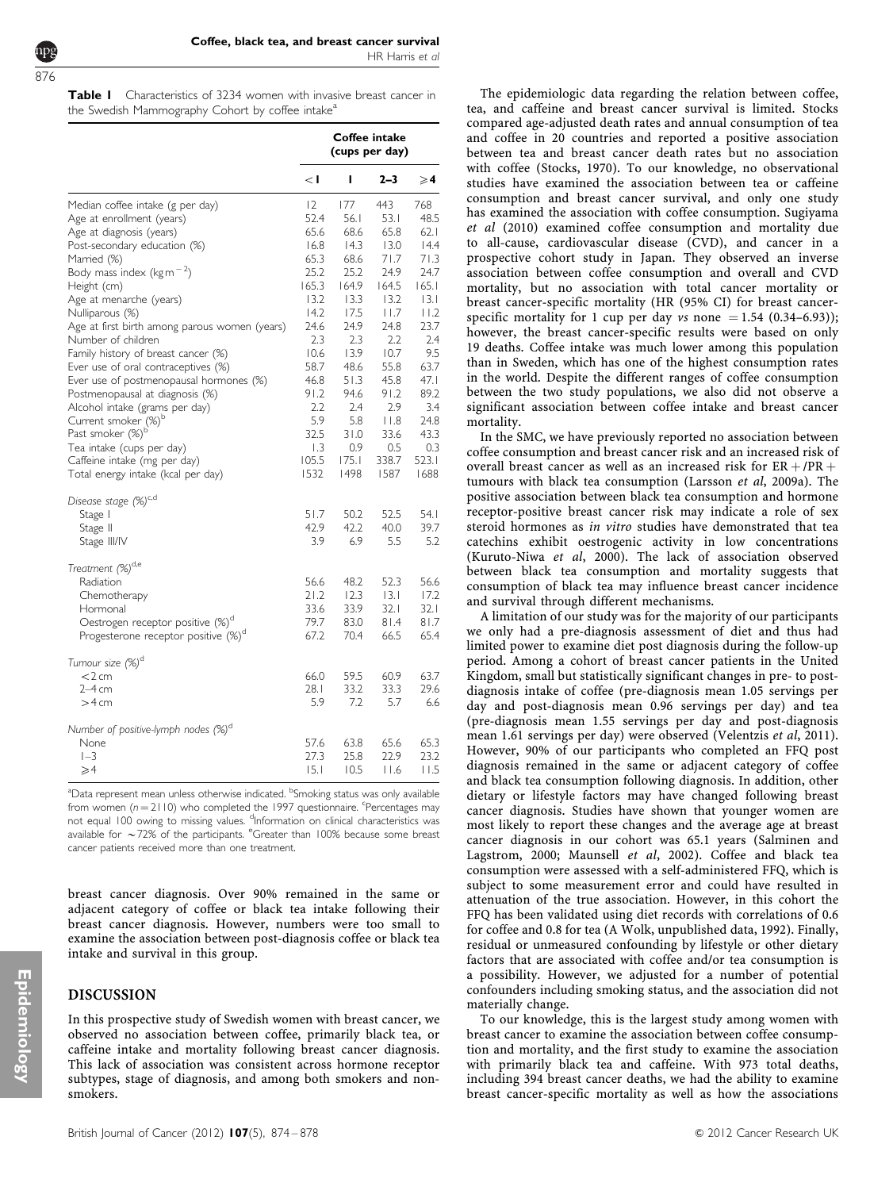**Table 1** Characteristics of 3234 women with invasive breast cancer in the Swedish Mammography Cohort by coffee intake[a]

| | Coffee intake (cups per day) | | | |
|---|---|---|---|---|
| | <1 | 1 | 2–3 | ≥4 |
| Median coffee intake (g per day) | 12 | 177 | 443 | 768 |
| Age at enrollment (years) | 52.4 | 56.1 | 53.1 | 48.5 |
| Age at diagnosis (years) | 65.6 | 68.6 | 65.8 | 62.1 |
| Post-secondary education (%) | 16.8 | 14.3 | 13.0 | 14.4 |
| Married (%) | 65.3 | 68.6 | 71.7 | 71.3 |
| Body mass index (kg m$^{-2}$) | 25.2 | 25.2 | 24.9 | 24.7 |
| Height (cm) | 165.3 | 164.9 | 164.5 | 165.1 |
| Age at menarche (years) | 13.2 | 13.3 | 13.2 | 13.1 |
| Nulliparous (%) | 14.2 | 17.5 | 11.7 | 11.2 |
| Age at first birth among parous women (years) | 24.6 | 24.9 | 24.8 | 23.7 |
| Number of children | 2.3 | 2.3 | 2.2 | 2.4 |
| Family history of breast cancer (%) | 10.6 | 13.9 | 10.7 | 9.5 |
| Ever use of oral contraceptives (%) | 58.7 | 48.6 | 55.8 | 63.7 |
| Ever use of postmenopausal hormones (%) | 46.8 | 51.3 | 45.8 | 47.1 |
| Postmenopausal at diagnosis (%) | 91.2 | 94.6 | 91.2 | 89.2 |
| Alcohol intake (grams per day) | 2.2 | 2.4 | 2.9 | 3.4 |
| Current smoker (%)[b] | 5.9 | 5.8 | 11.8 | 24.8 |
| Past smoker (%)[b] | 32.5 | 31.0 | 33.6 | 43.3 |
| Tea intake (cups per day) | 1.3 | 0.9 | 0.5 | 0.3 |
| Caffeine intake (mg per day) | 105.5 | 175.1 | 338.7 | 523.1 |
| Total energy intake (kcal per day) | 1532 | 1498 | 1587 | 1688 |
| *Disease stage (%)*[c,d] | | | | |
| Stage I | 51.7 | 50.2 | 52.5 | 54.1 |
| Stage II | 42.9 | 42.2 | 40.0 | 39.7 |
| Stage III/IV | 3.9 | 6.9 | 5.5 | 5.2 |
| *Treatment (%)*[d,e] | | | | |
| Radiation | 56.6 | 48.2 | 52.3 | 56.6 |
| Chemotherapy | 21.2 | 12.3 | 13.1 | 17.2 |
| Hormonal | 33.6 | 33.9 | 32.1 | 32.1 |
| Oestrogen receptor positive (%)[d] | 79.7 | 83.0 | 81.4 | 81.7 |
| Progesterone receptor positive (%)[d] | 67.2 | 70.4 | 66.5 | 65.4 |
| *Tumour size (%)*[d] | | | | |
| <2 cm | 66.0 | 59.5 | 60.9 | 63.7 |
| 2–4 cm | 28.1 | 33.2 | 33.3 | 29.6 |
| >4 cm | 5.9 | 7.2 | 5.7 | 6.6 |
| *Number of positive-lymph nodes (%)*[d] | | | | |
| None | 57.6 | 63.8 | 65.6 | 65.3 |
| 1–3 | 27.3 | 25.8 | 22.9 | 23.2 |
| ≥4 | 15.1 | 10.5 | 11.6 | 11.5 |

[a]Data represent mean unless otherwise indicated. [b]Smoking status was only available from women ($n = 2110$) who completed the 1997 questionnaire. [c]Percentages may not equal 100 owing to missing values. [d]Information on clinical characteristics was available for ~72% of the participants. [e]Greater than 100% because some breast cancer patients received more than one treatment.

breast cancer diagnosis. Over 90% remained in the same or adjacent category of coffee or black tea intake following their breast cancer diagnosis. However, numbers were too small to examine the association between post-diagnosis coffee or black tea intake and survival in this group.

## DISCUSSION

In this prospective study of Swedish women with breast cancer, we observed no association between coffee, primarily black tea, or caffeine intake and mortality following breast cancer diagnosis. This lack of association was consistent across hormone receptor subtypes, stage of diagnosis, and among both smokers and non-smokers.

The epidemiologic data regarding the relation between coffee, tea, and caffeine and breast cancer survival is limited. Stocks compared age-adjusted death rates and annual consumption of tea and coffee in 20 countries and reported a positive association between tea and breast cancer death rates but no association with coffee (Stocks, 1970). To our knowledge, no observational studies have examined the association between tea or caffeine consumption and breast cancer survival, and only one study has examined the association with coffee consumption. Sugiyama *et al* (2010) examined coffee consumption and mortality due to all-cause, cardiovascular disease (CVD), and cancer in a prospective cohort study in Japan. They observed an inverse association between coffee consumption and overall and CVD mortality, but no association with total cancer mortality or breast cancer-specific mortality (HR (95% CI) for breast cancer-specific mortality for 1 cup per day *vs* none = 1.54 (0.34–6.93)); however, the breast cancer-specific results were based on only 19 deaths. Coffee intake was much lower among this population than in Sweden, which has one of the highest consumption rates in the world. Despite the different ranges of coffee consumption between the two study populations, we also did not observe a significant association between coffee intake and breast cancer mortality.

In the SMC, we have previously reported no association between coffee consumption and breast cancer risk and an increased risk of overall breast cancer as well as an increased risk for ER+/PR+ tumours with black tea consumption (Larsson *et al*, 2009a). The positive association between black tea consumption and hormone receptor-positive breast cancer risk may indicate a role of sex steroid hormones as *in vitro* studies have demonstrated that tea catechins exhibit oestrogenic activity in low concentrations (Kuruto-Niwa *et al*, 2000). The lack of association observed between black tea consumption and mortality suggests that consumption of black tea may influence breast cancer incidence and survival through different mechanisms.

A limitation of our study was for the majority of our participants we only had a pre-diagnosis assessment of diet and thus had limited power to examine diet post diagnosis during the follow-up period. Among a cohort of breast cancer patients in the United Kingdom, small but statistically significant changes in pre- to post-diagnosis intake of coffee (pre-diagnosis mean 1.05 servings per day and post-diagnosis mean 0.96 servings per day) and tea (pre-diagnosis mean 1.55 servings per day and post-diagnosis mean 1.61 servings per day) were observed (Velentzis *et al*, 2011). However, 90% of our participants who completed an FFQ post diagnosis remained in the same or adjacent category of coffee and black tea consumption following diagnosis. In addition, other dietary or lifestyle factors may have changed following breast cancer diagnosis. Studies have shown that younger women are most likely to report these changes and the average age at breast cancer diagnosis in our cohort was 65.1 years (Salminen and Lagstrom, 2000; Maunsell *et al*, 2002). Coffee and black tea consumption were assessed with a self-administered FFQ, which is subject to some measurement error and could have resulted in attenuation of the true association. However, in this cohort the FFQ has been validated using diet records with correlations of 0.6 for coffee and 0.8 for tea (A Wolk, unpublished data, 1992). Finally, residual or unmeasured confounding by lifestyle or other dietary factors that are associated with coffee and/or tea consumption is a possibility. However, we adjusted for a number of potential confounders including smoking status, and the association did not materially change.

To our knowledge, this is the largest study among women with breast cancer to examine the association between coffee consumption and mortality, and the first study to examine the association with primarily black tea and caffeine. With 973 total deaths, including 394 breast cancer deaths, we had the ability to examine breast cancer-specific mortality as well as how the associations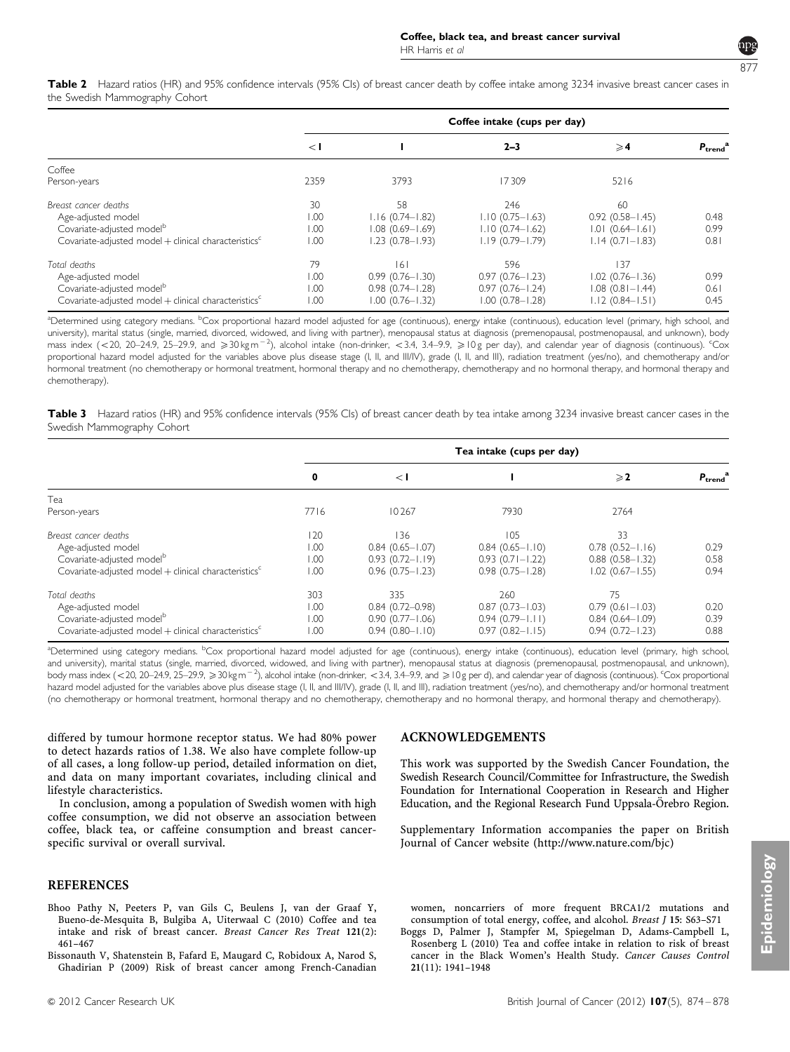**Table 2** Hazard ratios (HR) and 95% confidence intervals (95% CIs) of breast cancer death by coffee intake among 3234 invasive breast cancer cases in the Swedish Mammography Cohort

| | Coffee intake (cups per day) | | | | |
|---|---|---|---|---|---|
| | <1 | 1 | 2–3 | ⩾4 | $P_{trend}$[a] |
| Coffee | | | | | |
| Person-years | 2359 | 3793 | 17 309 | 5216 | |
| *Breast cancer deaths* | 30 | 58 | 246 | 60 | |
| Age-adjusted model | 1.00 | 1.16 (0.74–1.82) | 1.10 (0.75–1.63) | 0.92 (0.58–1.45) | 0.48 |
| Covariate-adjusted model[b] | 1.00 | 1.08 (0.69–1.69) | 1.10 (0.74–1.62) | 1.01 (0.64–1.61) | 0.99 |
| Covariate-adjusted model + clinical characteristics[c] | 1.00 | 1.23 (0.78–1.93) | 1.19 (0.79–1.79) | 1.14 (0.71–1.83) | 0.81 |
| *Total deaths* | 79 | 161 | 596 | 137 | |
| Age-adjusted model | 1.00 | 0.99 (0.76–1.30) | 0.97 (0.76–1.23) | 1.02 (0.76–1.36) | 0.99 |
| Covariate-adjusted model[b] | 1.00 | 0.98 (0.74–1.28) | 0.97 (0.76–1.24) | 1.08 (0.81–1.44) | 0.61 |
| Covariate-adjusted model + clinical characteristics[c] | 1.00 | 1.00 (0.76–1.32) | 1.00 (0.78–1.28) | 1.12 (0.84–1.51) | 0.45 |

[a]Determined using category medians. [b]Cox proportional hazard model adjusted for age (continuous), energy intake (continuous), education level (primary, high school, and university), marital status (single, married, divorced, widowed, and living with partner), menopausal status at diagnosis (premenopausal, postmenopausal, and unknown), body mass index (<20, 20–24.9, 25–29.9, and ⩾30 kg m$^{-2}$), alcohol intake (non-drinker, <3.4, 3.4–9.9, ⩾10 g per day), and calendar year of diagnosis (continuous). [c]Cox proportional hazard model adjusted for the variables above plus disease stage (I, II, and III/IV), grade (I, II, and III), radiation treatment (yes/no), and chemotherapy and/or hormonal treatment (no chemotherapy or hormonal treatment, hormonal therapy and no chemotherapy, chemotherapy and no hormonal therapy, and hormonal therapy and chemotherapy).

**Table 3** Hazard ratios (HR) and 95% confidence intervals (95% CIs) of breast cancer death by tea intake among 3234 invasive breast cancer cases in the Swedish Mammography Cohort

| | Tea intake (cups per day) | | | | |
|---|---|---|---|---|---|
| | 0 | <1 | 1 | ⩾2 | $P_{trend}$[a] |
| Tea | | | | | |
| Person-years | 7716 | 10 267 | 7930 | 2764 | |
| *Breast cancer deaths* | 120 | 136 | 105 | 33 | |
| Age-adjusted model | 1.00 | 0.84 (0.65–1.07) | 0.84 (0.65–1.10) | 0.78 (0.52–1.16) | 0.29 |
| Covariate-adjusted model[b] | 1.00 | 0.93 (0.72–1.19) | 0.93 (0.71–1.22) | 0.88 (0.58–1.32) | 0.58 |
| Covariate-adjusted model + clinical characteristics[c] | 1.00 | 0.96 (0.75–1.23) | 0.98 (0.75–1.28) | 1.02 (0.67–1.55) | 0.94 |
| *Total deaths* | 303 | 335 | 260 | 75 | |
| Age-adjusted model | 1.00 | 0.84 (0.72–0.98) | 0.87 (0.73–1.03) | 0.79 (0.61–1.03) | 0.20 |
| Covariate-adjusted model[b] | 1.00 | 0.90 (0.77–1.06) | 0.94 (0.79–1.11) | 0.84 (0.64–1.09) | 0.39 |
| Covariate-adjusted model + clinical characteristics[c] | 1.00 | 0.94 (0.80–1.10) | 0.97 (0.82–1.15) | 0.94 (0.72–1.23) | 0.88 |

[a]Determined using category medians. [b]Cox proportional hazard model adjusted for age (continuous), energy intake (continuous), education level (primary, high school, and university), marital status (single, married, divorced, widowed, and living with partner), menopausal status at diagnosis (premenopausal, postmenopausal, and unknown), body mass index (<20, 20–24.9, 25–29.9, ⩾30 kg m$^{-2}$), alcohol intake (non-drinker, <3.4, 3.4–9.9, and ⩾10 g per d), and calendar year of diagnosis (continuous). [c]Cox proportional hazard model adjusted for the variables above plus disease stage (I, II, and III/IV), grade (I, II, and III), radiation treatment (yes/no), and chemotherapy and/or hormonal treatment (no chemotherapy or hormonal treatment, hormonal therapy and no chemotherapy, chemotherapy and no hormonal therapy, and hormonal therapy and chemotherapy).

differed by tumour hormone receptor status. We had 80% power to detect hazards ratios of 1.38. We also have complete follow-up of all cases, a long follow-up period, detailed information on diet, and data on many important covariates, including clinical and lifestyle characteristics.

In conclusion, among a population of Swedish women with high coffee consumption, we did not observe an association between coffee, black tea, or caffeine consumption and breast cancer-specific survival or overall survival.

## ACKNOWLEDGEMENTS

This work was supported by the Swedish Cancer Foundation, the Swedish Research Council/Committee for Infrastructure, the Swedish Foundation for International Cooperation in Research and Higher Education, and the Regional Research Fund Uppsala-Örebro Region.

Supplementary Information accompanies the paper on British Journal of Cancer website (http://www.nature.com/bjc)

## REFERENCES

Bhoo Pathy N, Peeters P, van Gils C, Beulens J, van der Graaf Y, Bueno-de-Mesquita B, Bulgiba A, Uiterwaal C (2010) Coffee and tea intake and risk of breast cancer. *Breast Cancer Res Treat* **121**(2): 461–467

Bissonauth V, Shatenstein B, Fafard E, Maugard C, Robidoux A, Narod S, Ghadirian P (2009) Risk of breast cancer among French-Canadian women, noncarriers of more frequent BRCA1/2 mutations and consumption of total energy, coffee, and alcohol. *Breast J* **15**: S63–S71

Boggs D, Palmer J, Stampfer M, Spiegelman D, Adams-Campbell L, Rosenberg L (2010) Tea and coffee intake in relation to risk of breast cancer in the Black Women's Health Study. *Cancer Causes Control* **21**(11): 1941–1948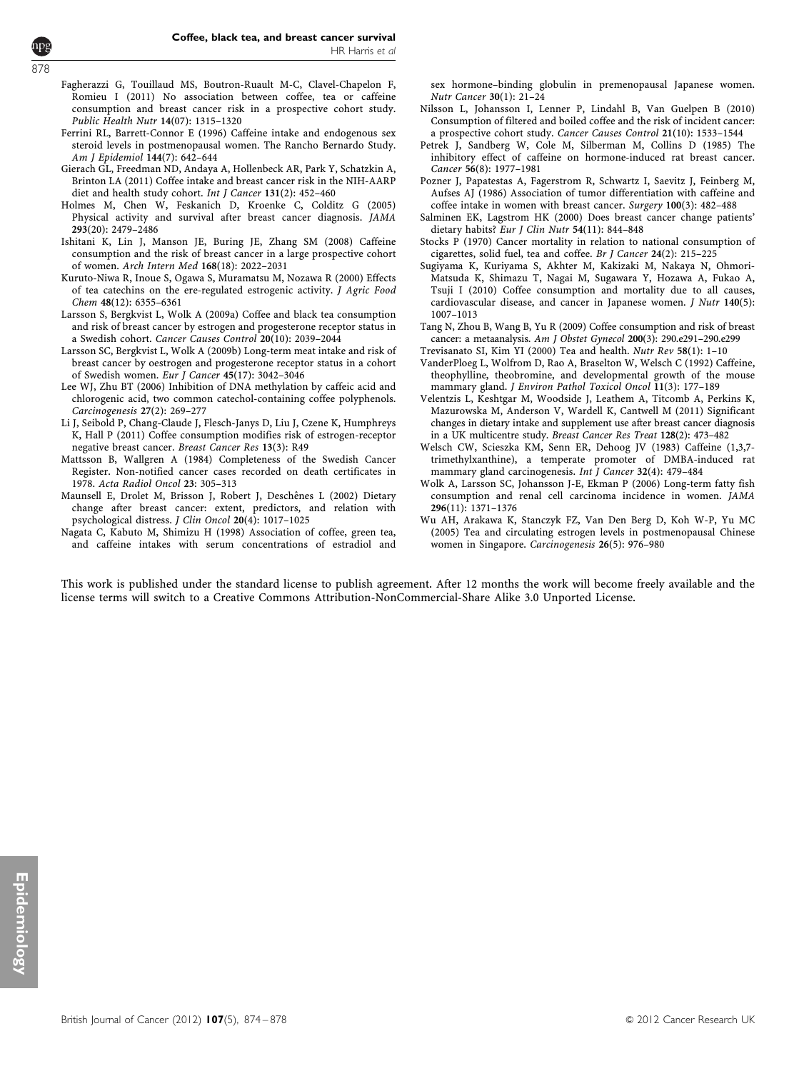Fagherazzi G, Touillaud MS, Boutron-Ruault M-C, Clavel-Chapelon F, Romieu I (2011) No association between coffee, tea or caffeine consumption and breast cancer risk in a prospective cohort study. *Public Health Nutr* **14**(07): 1315–1320

Ferrini RL, Barrett-Connor E (1996) Caffeine intake and endogenous sex steroid levels in postmenopausal women. The Rancho Bernardo Study. *Am J Epidemiol* **144**(7): 642–644

Gierach GL, Freedman ND, Andaya A, Hollenbeck AR, Park Y, Schatzkin A, Brinton LA (2011) Coffee intake and breast cancer risk in the NIH-AARP diet and health study cohort. *Int J Cancer* **131**(2): 452–460

Holmes M, Chen W, Feskanich D, Kroenke C, Colditz G (2005) Physical activity and survival after breast cancer diagnosis. *JAMA* **293**(20): 2479–2486

Ishitani K, Lin J, Manson JE, Buring JE, Zhang SM (2008) Caffeine consumption and the risk of breast cancer in a large prospective cohort of women. *Arch Intern Med* **168**(18): 2022–2031

Kuruto-Niwa R, Inoue S, Ogawa S, Muramatsu M, Nozawa R (2000) Effects of tea catechins on the ere-regulated estrogenic activity. *J Agric Food Chem* **48**(12): 6355–6361

Larsson S, Bergkvist L, Wolk A (2009a) Coffee and black tea consumption and risk of breast cancer by estrogen and progesterone receptor status in a Swedish cohort. *Cancer Causes Control* **20**(10): 2039–2044

Larsson SC, Bergkvist L, Wolk A (2009b) Long-term meat intake and risk of breast cancer by oestrogen and progesterone receptor status in a cohort of Swedish women. *Eur J Cancer* **45**(17): 3042–3046

Lee WJ, Zhu BT (2006) Inhibition of DNA methylation by caffeic acid and chlorogenic acid, two common catechol-containing coffee polyphenols. *Carcinogenesis* **27**(2): 269–277

Li J, Seibold P, Chang-Claude J, Flesch-Janys D, Liu J, Czene K, Humphreys K, Hall P (2011) Coffee consumption modifies risk of estrogen-receptor negative breast cancer. *Breast Cancer Res* **13**(3): R49

Mattsson B, Wallgren A (1984) Completeness of the Swedish Cancer Register. Non-notified cancer cases recorded on death certificates in 1978. *Acta Radiol Oncol* **23**: 305–313

Maunsell E, Drolet M, Brisson J, Robert J, Deschênes L (2002) Dietary change after breast cancer: extent, predictors, and relation with psychological distress. *J Clin Oncol* **20**(4): 1017–1025

Nagata C, Kabuto M, Shimizu H (1998) Association of coffee, green tea, and caffeine intakes with serum concentrations of estradiol and sex hormone–binding globulin in premenopausal Japanese women. *Nutr Cancer* **30**(1): 21–24

Nilsson L, Johansson I, Lenner P, Lindahl B, Van Guelpen B (2010) Consumption of filtered and boiled coffee and the risk of incident cancer: a prospective cohort study. *Cancer Causes Control* **21**(10): 1533–1544

Petrek J, Sandberg W, Cole M, Silberman M, Collins D (1985) The inhibitory effect of caffeine on hormone-induced rat breast cancer. *Cancer* **56**(8): 1977–1981

Pozner J, Papatestas A, Fagerstrom R, Schwartz I, Saevitz J, Feinberg M, Aufses AJ (1986) Association of tumor differentiation with caffeine and coffee intake in women with breast cancer. *Surgery* **100**(3): 482–488

Salminen EK, Lagstrom HK (2000) Does breast cancer change patients' dietary habits? *Eur J Clin Nutr* **54**(11): 844–848

Stocks P (1970) Cancer mortality in relation to national consumption of cigarettes, solid fuel, tea and coffee. *Br J Cancer* **24**(2): 215–225

Sugiyama K, Kuriyama S, Akhter M, Kakizaki M, Nakaya N, Ohmori-Matsuda K, Shimazu T, Nagai M, Sugawara Y, Hozawa A, Fukao A, Tsuji I (2010) Coffee consumption and mortality due to all causes, cardiovascular disease, and cancer in Japanese women. *J Nutr* **140**(5): 1007–1013

Tang N, Zhou B, Wang B, Yu R (2009) Coffee consumption and risk of breast cancer: a metaanalysis. *Am J Obstet Gynecol* **200**(3): 290.e291–290.e299

Trevisanato SI, Kim YI (2000) Tea and health. *Nutr Rev* **58**(1): 1–10

VanderPloeg L, Wolfrom D, Rao A, Braselton W, Welsch C (1992) Caffeine, theophylline, theobromine, and developmental growth of the mouse mammary gland. *J Environ Pathol Toxicol Oncol* **11**(3): 177–189

Velentzis L, Keshtgar M, Woodside J, Leathem A, Titcomb A, Perkins K, Mazurowska M, Anderson V, Wardell K, Cantwell M (2011) Significant changes in dietary intake and supplement use after breast cancer diagnosis in a UK multicentre study. *Breast Cancer Res Treat* **128**(2): 473–482

Welsch CW, Scieszka KM, Senn ER, Dehoog JV (1983) Caffeine (1,3,7-trimethylxanthine), a temperate promoter of DMBA-induced rat mammary gland carcinogenesis. *Int J Cancer* **32**(4): 479–484

Wolk A, Larsson SC, Johansson J-E, Ekman P (2006) Long-term fatty fish consumption and renal cell carcinoma incidence in women. *JAMA* **296**(11): 1371–1376

Wu AH, Arakawa K, Stanczyk FZ, Van Den Berg D, Koh W-P, Yu MC (2005) Tea and circulating estrogen levels in postmenopausal Chinese women in Singapore. *Carcinogenesis* **26**(5): 976–980

This work is published under the standard license to publish agreement. After 12 months the work will become freely available and the license terms will switch to a Creative Commons Attribution-NonCommercial-Share Alike 3.0 Unported License.